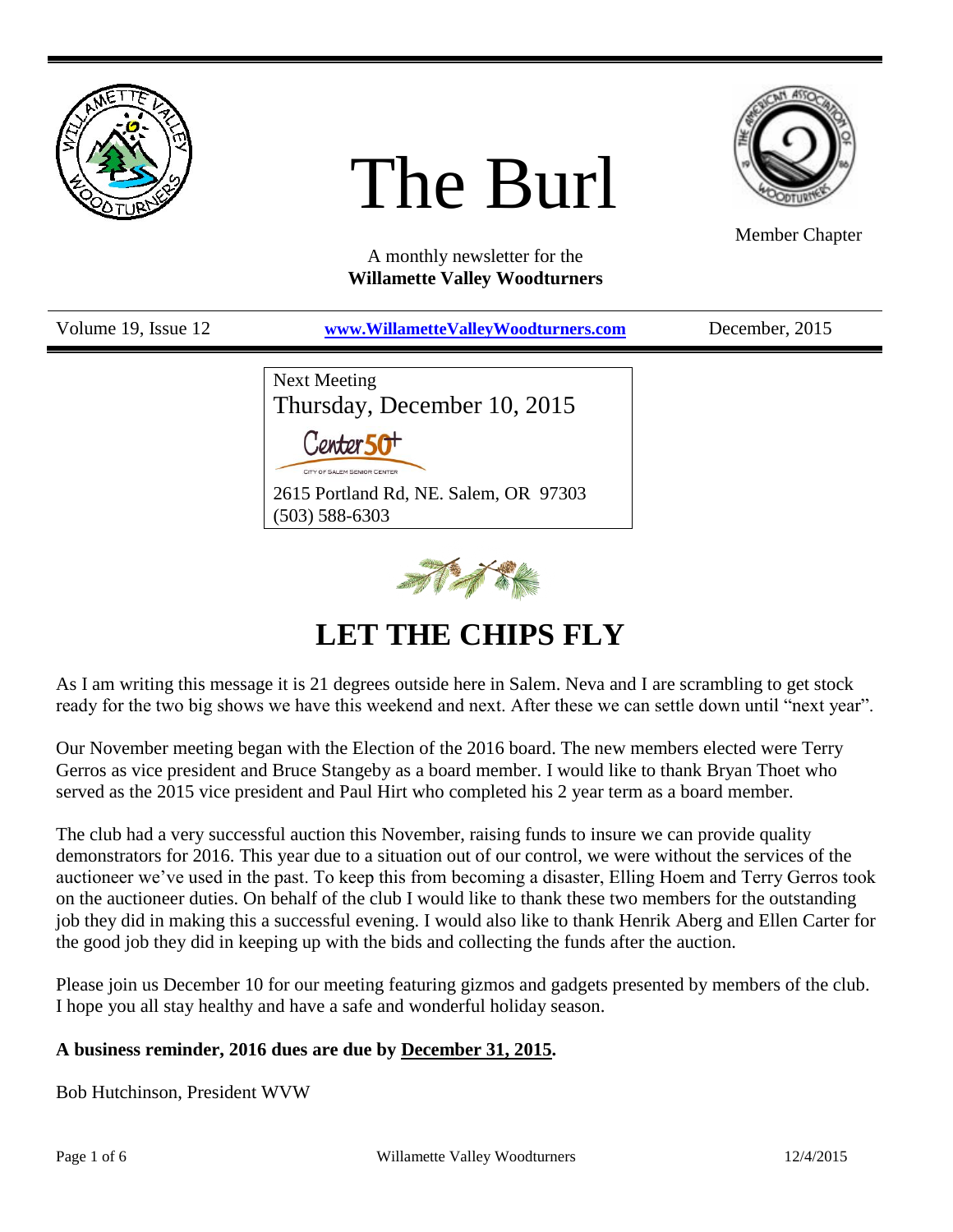# The Burl

Member Chapter

A monthly newsletter for the
**Willamette Valley Woodturners**

Volume 19, Issue 12 | **www.WillametteValleyWoodturners.com** | December, 2015

Next Meeting
Thursday, December 10, 2015

Center50+
CITY OF SALEM SENIOR CENTER

2615 Portland Rd, NE. Salem, OR 97303
(503) 588-6303

## LET THE CHIPS FLY

As I am writing this message it is 21 degrees outside here in Salem. Neva and I are scrambling to get stock ready for the two big shows we have this weekend and next. After these we can settle down until "next year".

Our November meeting began with the Election of the 2016 board. The new members elected were Terry Gerros as vice president and Bruce Stangeby as a board member. I would like to thank Bryan Thoet who served as the 2015 vice president and Paul Hirt who completed his 2 year term as a board member.

The club had a very successful auction this November, raising funds to insure we can provide quality demonstrators for 2016. This year due to a situation out of our control, we were without the services of the auctioneer we've used in the past. To keep this from becoming a disaster, Elling Hoem and Terry Gerros took on the auctioneer duties. On behalf of the club I would like to thank these two members for the outstanding job they did in making this a successful evening. I would also like to thank Henrik Aberg and Ellen Carter for the good job they did in keeping up with the bids and collecting the funds after the auction.

Please join us December 10 for our meeting featuring gizmos and gadgets presented by members of the club. I hope you all stay healthy and have a safe and wonderful holiday season.

**A business reminder, 2016 dues are due by <u>December 31, 2015</u>.**

Bob Hutchinson, President WVW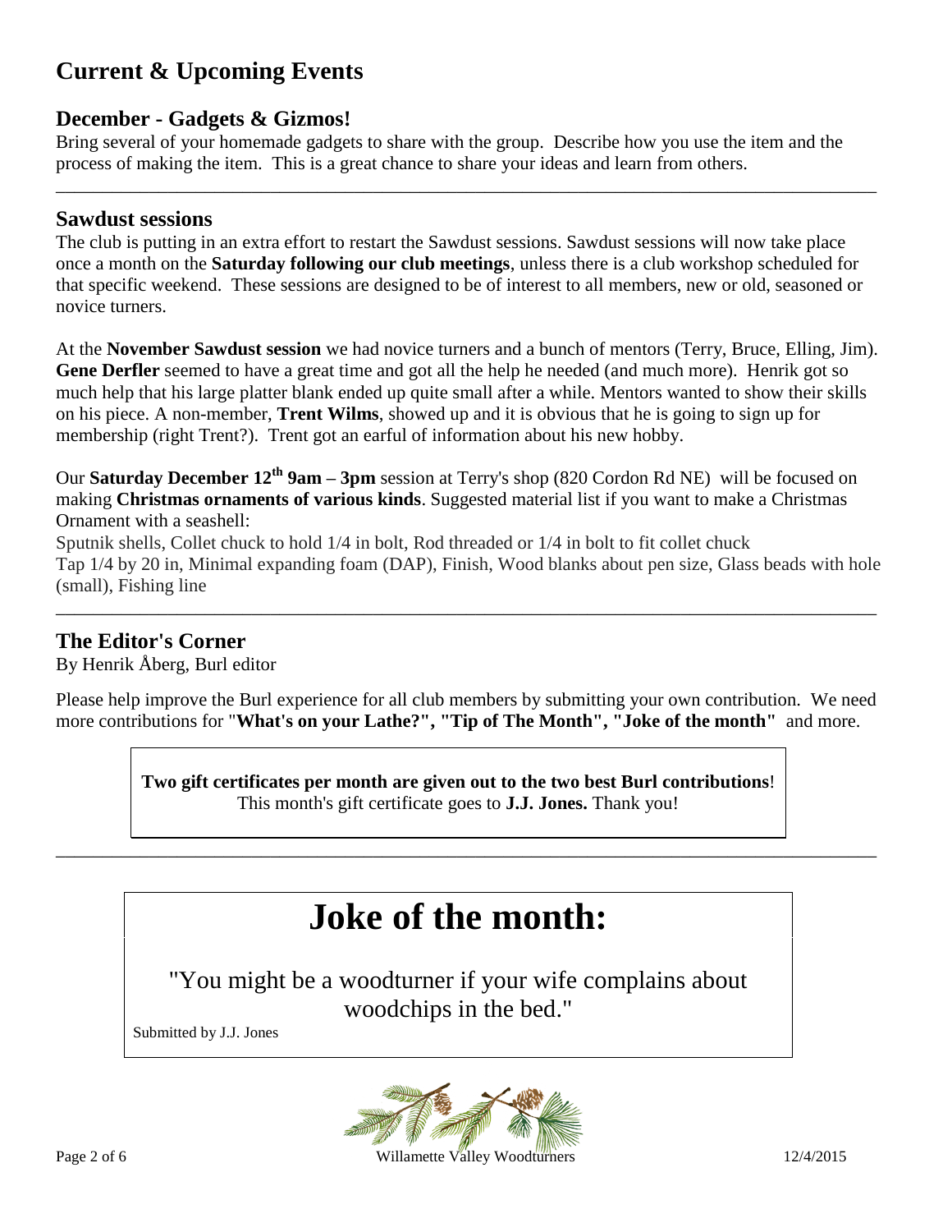# Current & Upcoming Events

## December - Gadgets & Gizmos!

Bring several of your homemade gadgets to share with the group. Describe how you use the item and the process of making the item. This is a great chance to share your ideas and learn from others.

---

## Sawdust sessions

The club is putting in an extra effort to restart the Sawdust sessions. Sawdust sessions will now take place once a month on the **Saturday following our club meetings**, unless there is a club workshop scheduled for that specific weekend. These sessions are designed to be of interest to all members, new or old, seasoned or novice turners.

At the **November Sawdust session** we had novice turners and a bunch of mentors (Terry, Bruce, Elling, Jim). **Gene Derfler** seemed to have a great time and got all the help he needed (and much more). Henrik got so much help that his large platter blank ended up quite small after a while. Mentors wanted to show their skills on his piece. A non-member, **Trent Wilms**, showed up and it is obvious that he is going to sign up for membership (right Trent?). Trent got an earful of information about his new hobby.

Our **Saturday December 12th 9am – 3pm** session at Terry's shop (820 Cordon Rd NE) will be focused on making **Christmas ornaments of various kinds**. Suggested material list if you want to make a Christmas Ornament with a seashell:

Sputnik shells, Collet chuck to hold 1/4 in bolt, Rod threaded or 1/4 in bolt to fit collet chuck
Tap 1/4 by 20 in, Minimal expanding foam (DAP), Finish, Wood blanks about pen size, Glass beads with hole (small), Fishing line

---

## The Editor's Corner

By Henrik Åberg, Burl editor

Please help improve the Burl experience for all club members by submitting your own contribution. We need more contributions for "**What's on your Lathe?", "Tip of The Month", "Joke of the month"** and more.

**Two gift certificates per month are given out to the two best Burl contributions**!
This month's gift certificate goes to **J.J. Jones.** Thank you!

---

# Joke of the month:

"You might be a woodturner if your wife complains about woodchips in the bed."

Submitted by J.J. Jones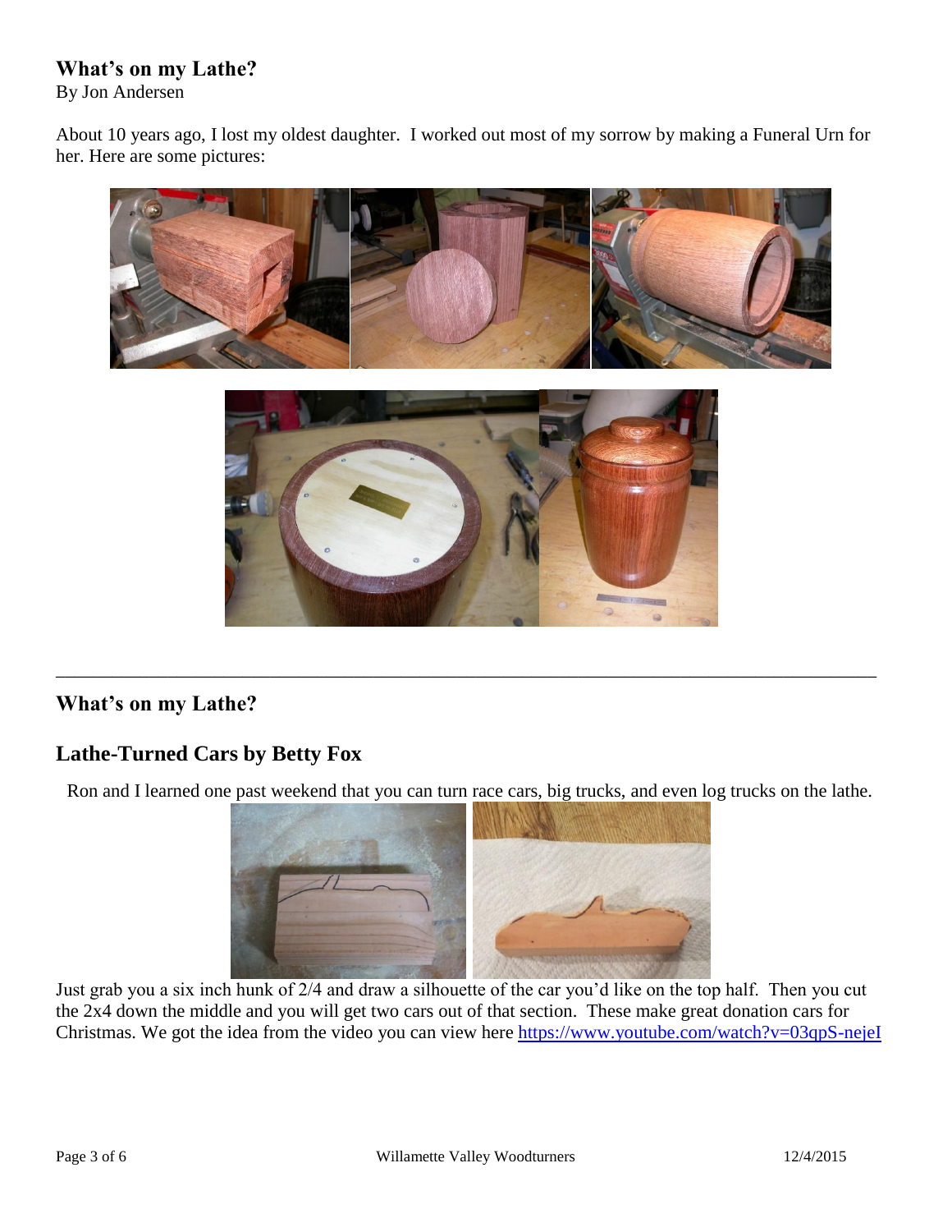## What's on my Lathe?

By Jon Andersen

About 10 years ago, I lost my oldest daughter. I worked out most of my sorrow by making a Funeral Urn for her. Here are some pictures:

---

## What's on my Lathe?

## Lathe-Turned Cars by Betty Fox

Ron and I learned one past weekend that you can turn race cars, big trucks, and even log trucks on the lathe.

Just grab you a six inch hunk of 2/4 and draw a silhouette of the car you'd like on the top half. Then you cut the 2x4 down the middle and you will get two cars out of that section. These make great donation cars for Christmas. We got the idea from the video you can view here https://www.youtube.com/watch?v=03qpS-nejeI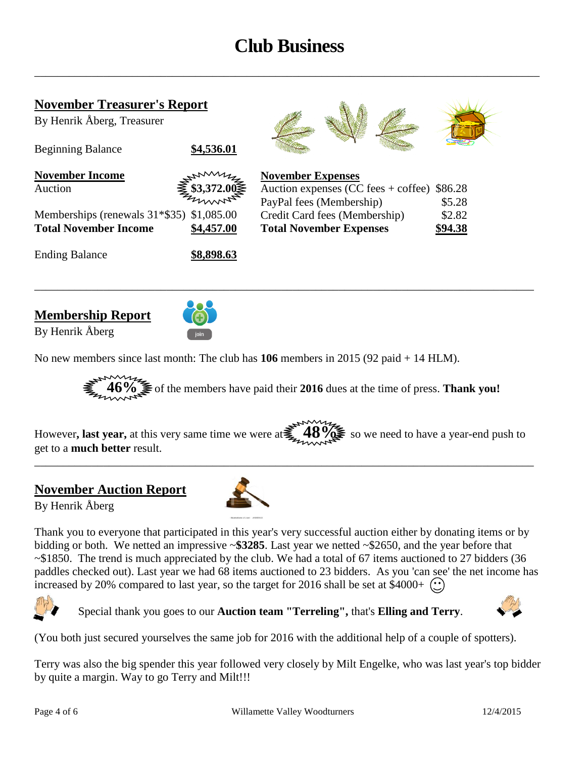# Club Business

## November Treasurer's Report

By Henrik Åberg, Treasurer

| | |
|---|---|
| Beginning Balance | **$4,536.01** |

| **November Income** | |
|---|---|
| Auction | **$3,372.00** |
| Memberships (renewals 31*$35) | $1,085.00 |
| **Total November Income** | **$4,457.00** |

| **November Expenses** | |
|---|---|
| Auction expenses (CC fees + coffee) | $86.28 |
| PayPal fees (Membership) | $5.28 |
| Credit Card fees (Membership) | $2.82 |
| **Total November Expenses** | **$94.38** |

| | |
|---|---|
| Ending Balance | **$8,898.63** |

## Membership Report

By Henrik Åberg

No new members since last month: The club has **106** members in 2015 (92 paid + 14 HLM).

**46%** of the members have paid their **2016** dues at the time of press. **Thank you!**

However**, last year,** at this very same time we were at **48%** so we need to have a year-end push to get to a **much better** result.

## November Auction Report

By Henrik Åberg

Thank you to everyone that participated in this year's very successful auction either by donating items or by bidding or both. We netted an impressive ~**$3285**. Last year we netted ~$2650, and the year before that ~$1850. The trend is much appreciated by the club. We had a total of 67 items auctioned to 27 bidders (36 paddles checked out). Last year we had 68 items auctioned to 23 bidders. As you 'can see' the net income has increased by 20% compared to last year, so the target for 2016 shall be set at $4000+ ☺

Special thank you goes to our **Auction team "Terreling",** that's **Elling and Terry**.

(You both just secured yourselves the same job for 2016 with the additional help of a couple of spotters).

Terry was also the big spender this year followed very closely by Milt Engelke, who was last year's top bidder by quite a margin. Way to go Terry and Milt!!!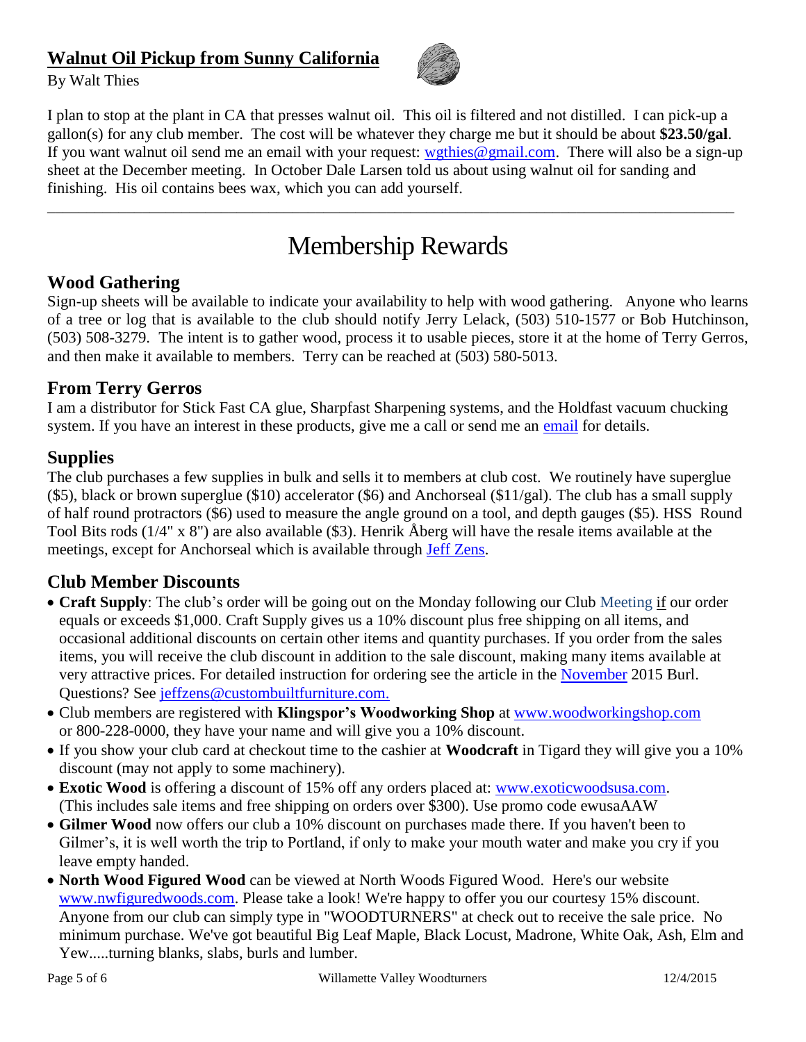## Walnut Oil Pickup from Sunny California

By Walt Thies

I plan to stop at the plant in CA that presses walnut oil. This oil is filtered and not distilled. I can pick-up a gallon(s) for any club member. The cost will be whatever they charge me but it should be about **$23.50/gal**. If you want walnut oil send me an email with your request: wgthies@gmail.com. There will also be a sign-up sheet at the December meeting. In October Dale Larsen told us about using walnut oil for sanding and finishing. His oil contains bees wax, which you can add yourself.

---

# Membership Rewards

### Wood Gathering

Sign-up sheets will be available to indicate your availability to help with wood gathering. Anyone who learns of a tree or log that is available to the club should notify Jerry Lelack, (503) 510-1577 or Bob Hutchinson, (503) 508-3279. The intent is to gather wood, process it to usable pieces, store it at the home of Terry Gerros, and then make it available to members. Terry can be reached at (503) 580-5013.

### From Terry Gerros

I am a distributor for Stick Fast CA glue, Sharpfast Sharpening systems, and the Holdfast vacuum chucking system. If you have an interest in these products, give me a call or send me an email for details.

### Supplies

The club purchases a few supplies in bulk and sells it to members at club cost. We routinely have superglue ($5), black or brown superglue ($10) accelerator ($6) and Anchorseal ($11/gal). The club has a small supply of half round protractors ($6) used to measure the angle ground on a tool, and depth gauges ($5). HSS Round Tool Bits rods (1/4" x 8") are also available ($3). Henrik Åberg will have the resale items available at the meetings, except for Anchorseal which is available through Jeff Zens.

### Club Member Discounts

- **Craft Supply**: The club's order will be going out on the Monday following our Club Meeting if our order equals or exceeds $1,000. Craft Supply gives us a 10% discount plus free shipping on all items, and occasional additional discounts on certain other items and quantity purchases. If you order from the sales items, you will receive the club discount in addition to the sale discount, making many items available at very attractive prices. For detailed instruction for ordering see the article in the November 2015 Burl. Questions? See jeffzens@custombuiltfurniture.com.
- Club members are registered with **Klingspor's Woodworking Shop** at www.woodworkingshop.com or 800-228-0000, they have your name and will give you a 10% discount.
- If you show your club card at checkout time to the cashier at **Woodcraft** in Tigard they will give you a 10% discount (may not apply to some machinery).
- **Exotic Wood** is offering a discount of 15% off any orders placed at: www.exoticwoodsusa.com. (This includes sale items and free shipping on orders over $300). Use promo code ewusaAAW
- **Gilmer Wood** now offers our club a 10% discount on purchases made there. If you haven't been to Gilmer's, it is well worth the trip to Portland, if only to make your mouth water and make you cry if you leave empty handed.
- **North Wood Figured Wood** can be viewed at North Woods Figured Wood. Here's our website www.nwfiguredwoods.com. Please take a look! We're happy to offer you our courtesy 15% discount. Anyone from our club can simply type in "WOODTURNERS" at check out to receive the sale price. No minimum purchase. We've got beautiful Big Leaf Maple, Black Locust, Madrone, White Oak, Ash, Elm and Yew.....turning blanks, slabs, burls and lumber.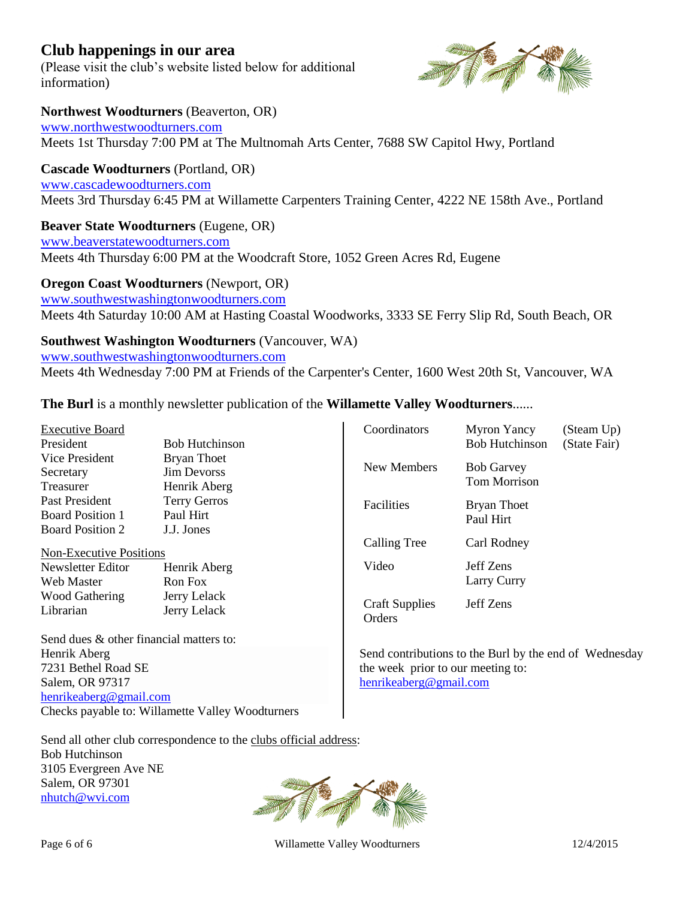## Club happenings in our area

(Please visit the club's website listed below for additional information)

**Northwest Woodturners** (Beaverton, OR)
www.northwestwoodturners.com
Meets 1st Thursday 7:00 PM at The Multnomah Arts Center, 7688 SW Capitol Hwy, Portland

**Cascade Woodturners** (Portland, OR)
www.cascadewoodturners.com
Meets 3rd Thursday 6:45 PM at Willamette Carpenters Training Center, 4222 NE 158th Ave., Portland

**Beaver State Woodturners** (Eugene, OR)
www.beaverstatewoodturners.com
Meets 4th Thursday 6:00 PM at the Woodcraft Store, 1052 Green Acres Rd, Eugene

**Oregon Coast Woodturners** (Newport, OR)
www.southwestwashingtonwoodturners.com
Meets 4th Saturday 10:00 AM at Hasting Coastal Woodworks, 3333 SE Ferry Slip Rd, South Beach, OR

**Southwest Washington Woodturners** (Vancouver, WA)
www.southwestwashingtonwoodturners.com
Meets 4th Wednesday 7:00 PM at Friends of the Carpenter's Center, 1600 West 20th St, Vancouver, WA

**The Burl** is a monthly newsletter publication of the **Willamette Valley Woodturners**......

| Executive Board | |
|---|---|
| President | Bob Hutchinson |
| Vice President | Bryan Thoet |
| Secretary | Jim Devorss |
| Treasurer | Henrik Aberg |
| Past President | Terry Gerros |
| Board Position 1 | Paul Hirt |
| Board Position 2 | J.J. Jones |

| Non-Executive Positions | |
|---|---|
| Newsletter Editor | Henrik Aberg |
| Web Master | Ron Fox |
| Wood Gathering | Jerry Lelack |
| Librarian | Jerry Lelack |

Send dues & other financial matters to:
Henrik Aberg
7231 Bethel Road SE
Salem, OR 97317
henrikeaberg@gmail.com
Checks payable to: Willamette Valley Woodturners

| | | |
|---|---|---|
| Coordinators | Myron Yancy | (Steam Up) |
| | Bob Hutchinson | (State Fair) |
| New Members | Bob Garvey | |
| | Tom Morrison | |
| Facilities | Bryan Thoet | |
| | Paul Hirt | |
| Calling Tree | Carl Rodney | |
| Video | Jeff Zens | |
| | Larry Curry | |
| Craft Supplies Orders | Jeff Zens | |

Send contributions to the Burl by the end of Wednesday the week prior to our meeting to:
henrikeaberg@gmail.com

Send all other club correspondence to the clubs official address:
Bob Hutchinson
3105 Evergreen Ave NE
Salem, OR 97301
nhutch@wvi.com